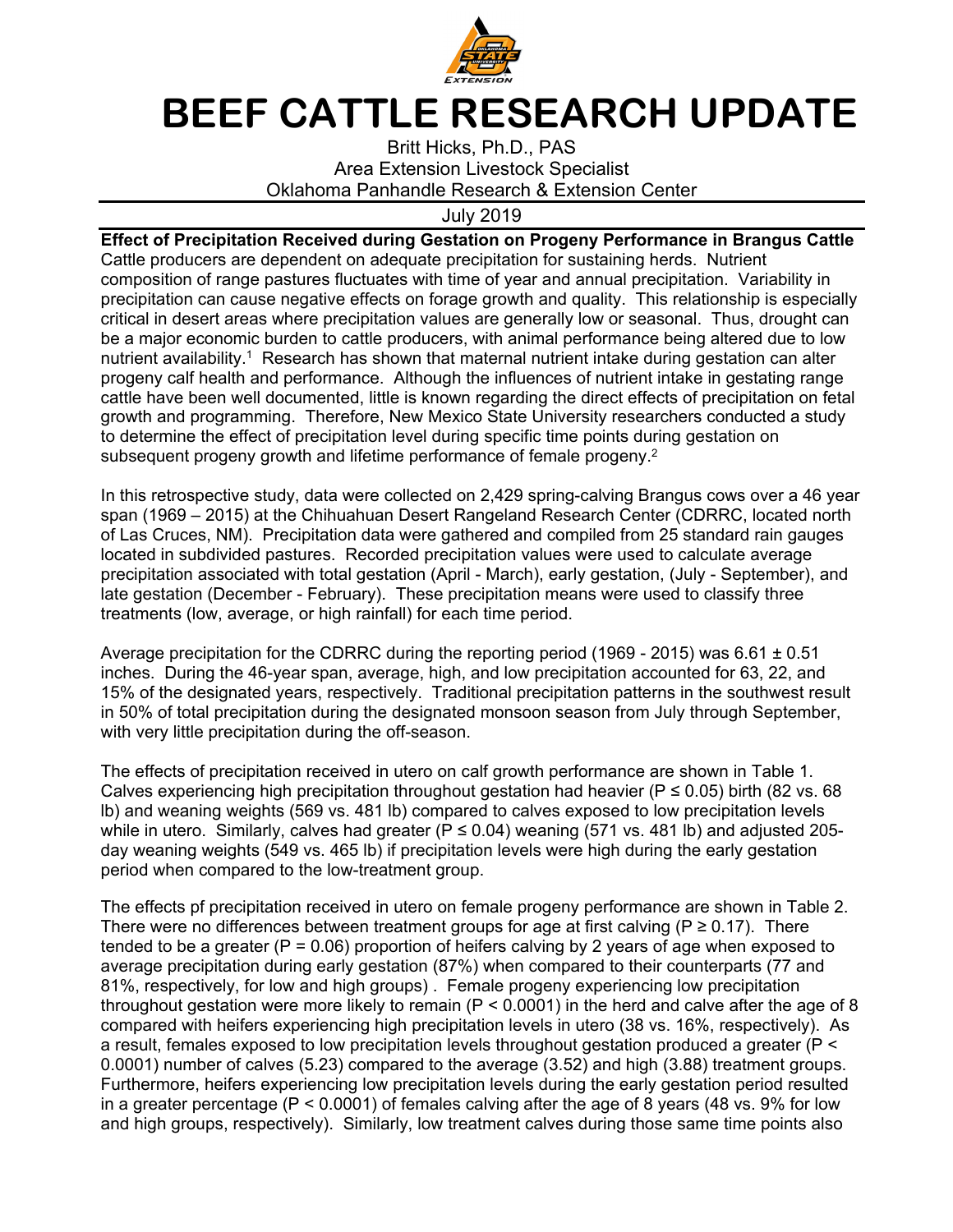# BEEF CATTLE RESEARCH UPDATE

Britt Hicks, Ph.D., PAS
Area Extension Livestock Specialist
Oklahoma Panhandle Research & Extension Center

July 2019

**Effect of Precipitation Received during Gestation on Progeny Performance in Brangus Cattle**

Cattle producers are dependent on adequate precipitation for sustaining herds. Nutrient composition of range pastures fluctuates with time of year and annual precipitation. Variability in precipitation can cause negative effects on forage growth and quality. This relationship is especially critical in desert areas where precipitation values are generally low or seasonal. Thus, drought can be a major economic burden to cattle producers, with animal performance being altered due to low nutrient availability.[1] Research has shown that maternal nutrient intake during gestation can alter progeny calf health and performance. Although the influences of nutrient intake in gestating range cattle have been well documented, little is known regarding the direct effects of precipitation on fetal growth and programming. Therefore, New Mexico State University researchers conducted a study to determine the effect of precipitation level during specific time points during gestation on subsequent progeny growth and lifetime performance of female progeny.[2]

In this retrospective study, data were collected on 2,429 spring-calving Brangus cows over a 46 year span (1969 – 2015) at the Chihuahuan Desert Rangeland Research Center (CDRRC, located north of Las Cruces, NM). Precipitation data were gathered and compiled from 25 standard rain gauges located in subdivided pastures. Recorded precipitation values were used to calculate average precipitation associated with total gestation (April - March), early gestation, (July - September), and late gestation (December - February). These precipitation means were used to classify three treatments (low, average, or high rainfall) for each time period.

Average precipitation for the CDRRC during the reporting period (1969 - 2015) was 6.61 ± 0.51 inches. During the 46-year span, average, high, and low precipitation accounted for 63, 22, and 15% of the designated years, respectively. Traditional precipitation patterns in the southwest result in 50% of total precipitation during the designated monsoon season from July through September, with very little precipitation during the off-season.

The effects of precipitation received in utero on calf growth performance are shown in Table 1. Calves experiencing high precipitation throughout gestation had heavier ($P \leq 0.05$) birth (82 vs. 68 lb) and weaning weights (569 vs. 481 lb) compared to calves exposed to low precipitation levels while in utero. Similarly, calves had greater ($P \leq 0.04$) weaning (571 vs. 481 lb) and adjusted 205-day weaning weights (549 vs. 465 lb) if precipitation levels were high during the early gestation period when compared to the low-treatment group.

The effects pf precipitation received in utero on female progeny performance are shown in Table 2. There were no differences between treatment groups for age at first calving ($P \geq 0.17$). There tended to be a greater ($P = 0.06$) proportion of heifers calving by 2 years of age when exposed to average precipitation during early gestation (87%) when compared to their counterparts (77 and 81%, respectively, for low and high groups) . Female progeny experiencing low precipitation throughout gestation were more likely to remain ($P < 0.0001$) in the herd and calve after the age of 8 compared with heifers experiencing high precipitation levels in utero (38 vs. 16%, respectively). As a result, females exposed to low precipitation levels throughout gestation produced a greater ($P < 0.0001$) number of calves (5.23) compared to the average (3.52) and high (3.88) treatment groups. Furthermore, heifers experiencing low precipitation levels during the early gestation period resulted in a greater percentage ($P < 0.0001$) of females calving after the age of 8 years (48 vs. 9% for low and high groups, respectively). Similarly, low treatment calves during those same time points also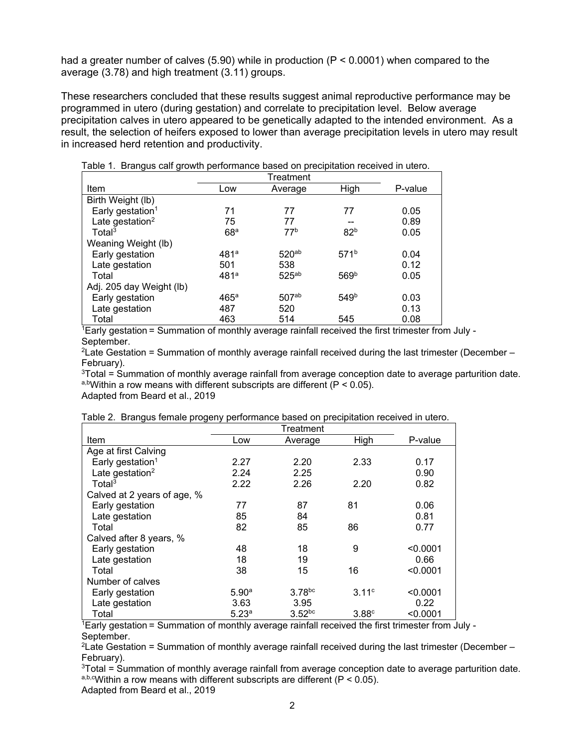had a greater number of calves (5.90) while in production (P < 0.0001) when compared to the average (3.78) and high treatment (3.11) groups.

These researchers concluded that these results suggest animal reproductive performance may be programmed in utero (during gestation) and correlate to precipitation level. Below average precipitation calves in utero appeared to be genetically adapted to the intended environment. As a result, the selection of heifers exposed to lower than average precipitation levels in utero may result in increased herd retention and productivity.

Table 1. Brangus calf growth performance based on precipitation received in utero.

| | Treatment | | | |
|---|---|---|---|---|
| Item | Low | Average | High | P-value |
| Birth Weight (lb) | | | | |
| Early gestation[1] | 71 | 77 | 77 | 0.05 |
| Late gestation[2] | 75 | 77 | -- | 0.89 |
| Total[3] | 68[a] | 77[b] | 82[b] | 0.05 |
| Weaning Weight (lb) | | | | |
| Early gestation | 481[a] | 520[ab] | 571[b] | 0.04 |
| Late gestation | 501 | 538 | | 0.12 |
| Total | 481[a] | 525[ab] | 569[b] | 0.05 |
| Adj. 205 day Weight (lb) | | | | |
| Early gestation | 465[a] | 507[ab] | 549[b] | 0.03 |
| Late gestation | 487 | 520 | | 0.13 |
| Total | 463 | 514 | 545 | 0.08 |

[1]Early gestation = Summation of monthly average rainfall received the first trimester from July - September.
[2]Late Gestation = Summation of monthly average rainfall received during the last trimester (December – February).
[3]Total = Summation of monthly average rainfall from average conception date to average parturition date.
[a,b]Within a row means with different subscripts are different (P < 0.05).
Adapted from Beard et al., 2019

Table 2. Brangus female progeny performance based on precipitation received in utero.

| | Treatment | | | |
|---|---|---|---|---|
| Item | Low | Average | High | P-value |
| Age at first Calving | | | | |
| Early gestation[1] | 2.27 | 2.20 | 2.33 | 0.17 |
| Late gestation[2] | 2.24 | 2.25 | | 0.90 |
| Total[3] | 2.22 | 2.26 | 2.20 | 0.82 |
| Calved at 2 years of age, % | | | | |
| Early gestation | 77 | 87 | 81 | 0.06 |
| Late gestation | 85 | 84 | | 0.81 |
| Total | 82 | 85 | 86 | 0.77 |
| Calved after 8 years, % | | | | |
| Early gestation | 48 | 18 | 9 | <0.0001 |
| Late gestation | 18 | 19 | | 0.66 |
| Total | 38 | 15 | 16 | <0.0001 |
| Number of calves | | | | |
| Early gestation | 5.90[a] | 3.78[bc] | 3.11[c] | <0.0001 |
| Late gestation | 3.63 | 3.95 | | 0.22 |
| Total | 5.23[a] | 3.52[bc] | 3.88[c] | <0.0001 |

[1]Early gestation = Summation of monthly average rainfall received the first trimester from July - September.
[2]Late Gestation = Summation of monthly average rainfall received during the last trimester (December – February).
[3]Total = Summation of monthly average rainfall from average conception date to average parturition date.
[a,b,c]Within a row means with different subscripts are different (P < 0.05).
Adapted from Beard et al., 2019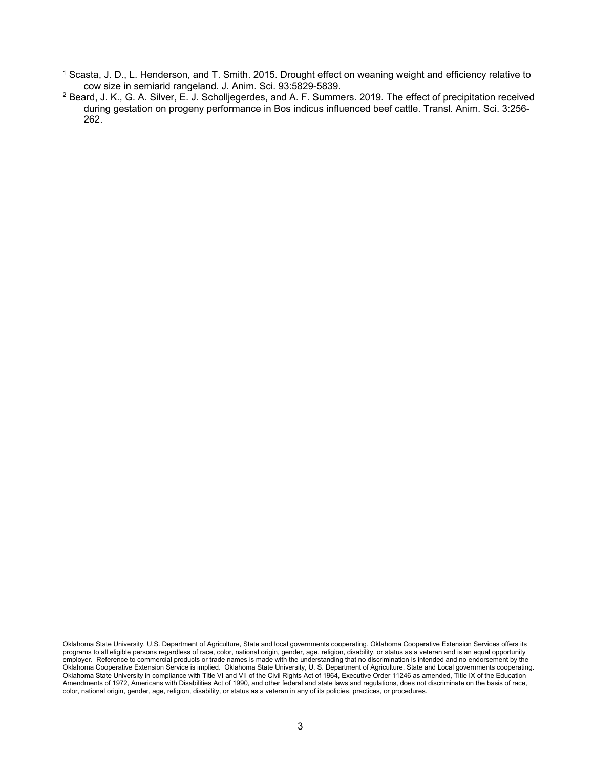[1] Scasta, J. D., L. Henderson, and T. Smith. 2015. Drought effect on weaning weight and efficiency relative to cow size in semiarid rangeland. J. Anim. Sci. 93:5829-5839.

[2] Beard, J. K., G. A. Silver, E. J. Scholljegerdes, and A. F. Summers. 2019. The effect of precipitation received during gestation on progeny performance in Bos indicus influenced beef cattle. Transl. Anim. Sci. 3:256-262.

Oklahoma State University, U.S. Department of Agriculture, State and local governments cooperating. Oklahoma Cooperative Extension Services offers its programs to all eligible persons regardless of race, color, national origin, gender, age, religion, disability, or status as a veteran and is an equal opportunity employer. Reference to commercial products or trade names is made with the understanding that no discrimination is intended and no endorsement by the Oklahoma Cooperative Extension Service is implied. Oklahoma State University, U. S. Department of Agriculture, State and Local governments cooperating. Oklahoma State University in compliance with Title VI and VII of the Civil Rights Act of 1964, Executive Order 11246 as amended, Title IX of the Education Amendments of 1972, Americans with Disabilities Act of 1990, and other federal and state laws and regulations, does not discriminate on the basis of race, color, national origin, gender, age, religion, disability, or status as a veteran in any of its policies, practices, or procedures.